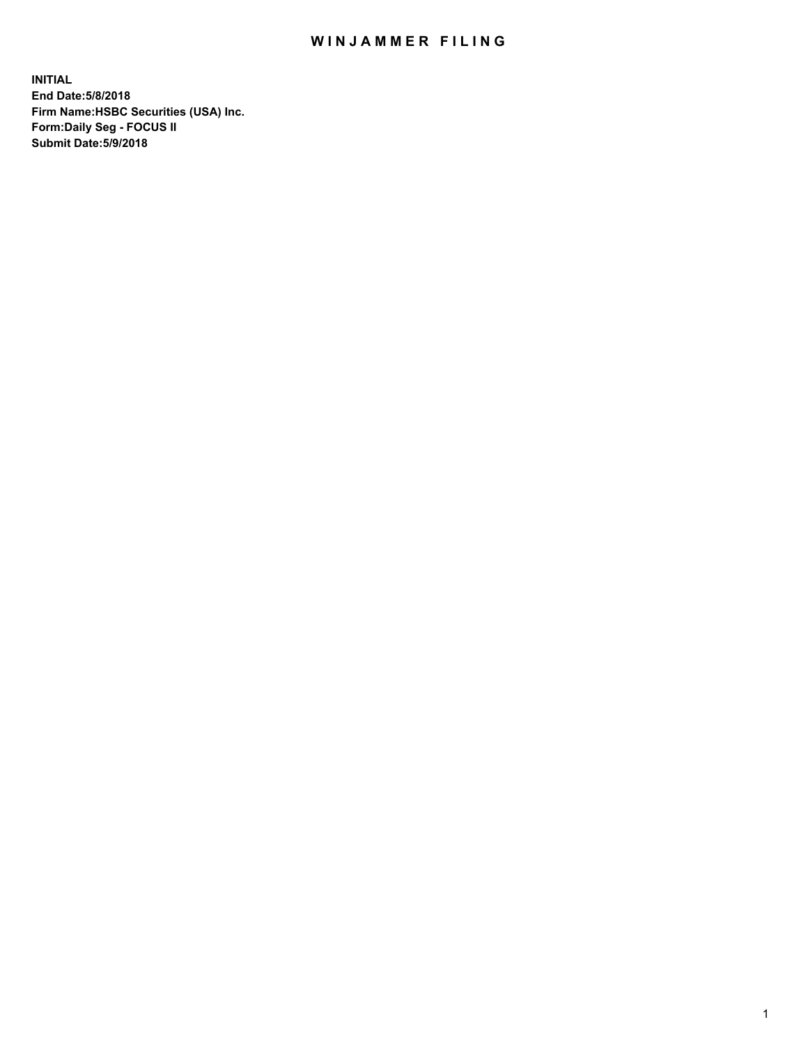# WINJAMMER FILING

**INITIAL**
**End Date:5/8/2018**
**Firm Name:HSBC Securities (USA) Inc.**
**Form:Daily Seg - FOCUS II**
**Submit Date:5/9/2018**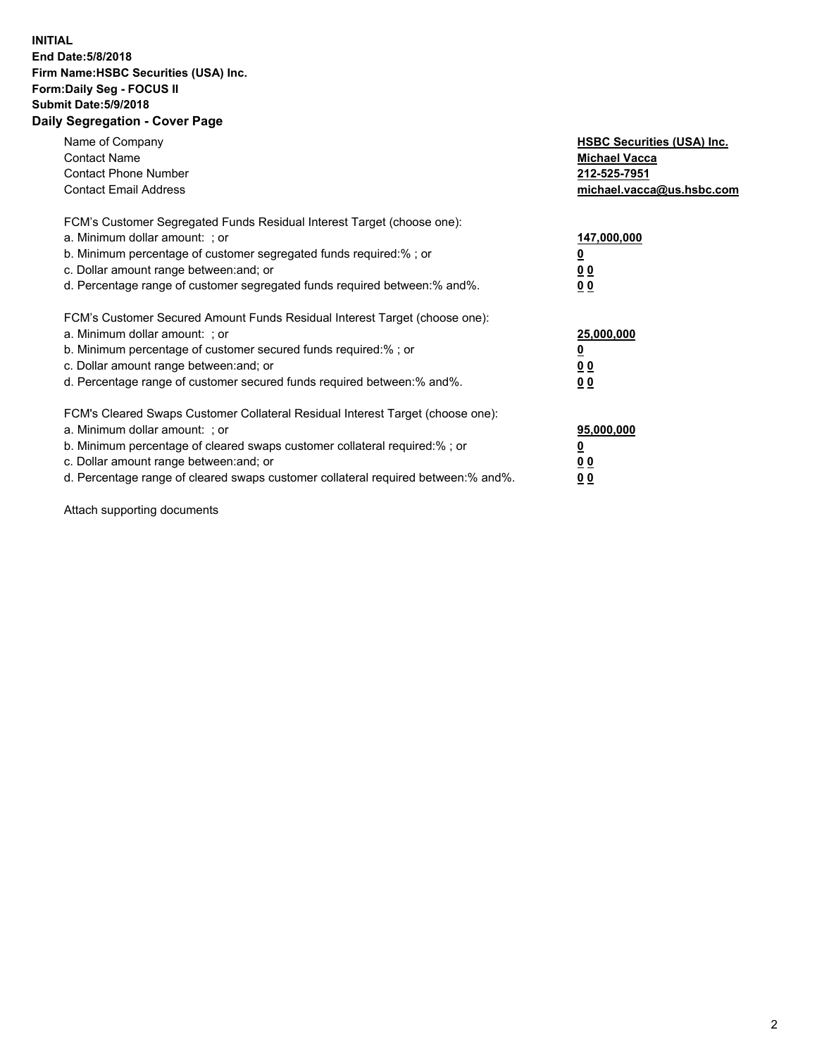**INITIAL**
**End Date:5/8/2018**
**Firm Name:HSBC Securities (USA) Inc.**
**Form:Daily Seg - FOCUS II**
**Submit Date:5/9/2018**

## Daily Segregation - Cover Page

| | |
|---|---|
| Name of Company | **HSBC Securities (USA) Inc.** |
| Contact Name | **Michael Vacca** |
| Contact Phone Number | **212-525-7951** |
| Contact Email Address | **michael.vacca@us.hsbc.com** |
| | |
| FCM's Customer Segregated Funds Residual Interest Target (choose one): | |
| a. Minimum dollar amount: ; or | **147,000,000** |
| b. Minimum percentage of customer segregated funds required:% ; or | **0** |
| c. Dollar amount range between:and; or | **0 0** |
| d. Percentage range of customer segregated funds required between:% and%. | **0 0** |
| | |
| FCM's Customer Secured Amount Funds Residual Interest Target (choose one): | |
| a. Minimum dollar amount: ; or | **25,000,000** |
| b. Minimum percentage of customer secured funds required:% ; or | **0** |
| c. Dollar amount range between:and; or | **0 0** |
| d. Percentage range of customer secured funds required between:% and%. | **0 0** |
| | |
| FCM's Cleared Swaps Customer Collateral Residual Interest Target (choose one): | |
| a. Minimum dollar amount: ; or | **95,000,000** |
| b. Minimum percentage of cleared swaps customer collateral required:% ; or | **0** |
| c. Dollar amount range between:and; or | **0 0** |
| d. Percentage range of cleared swaps customer collateral required between:% and%. | **0 0** |

Attach supporting documents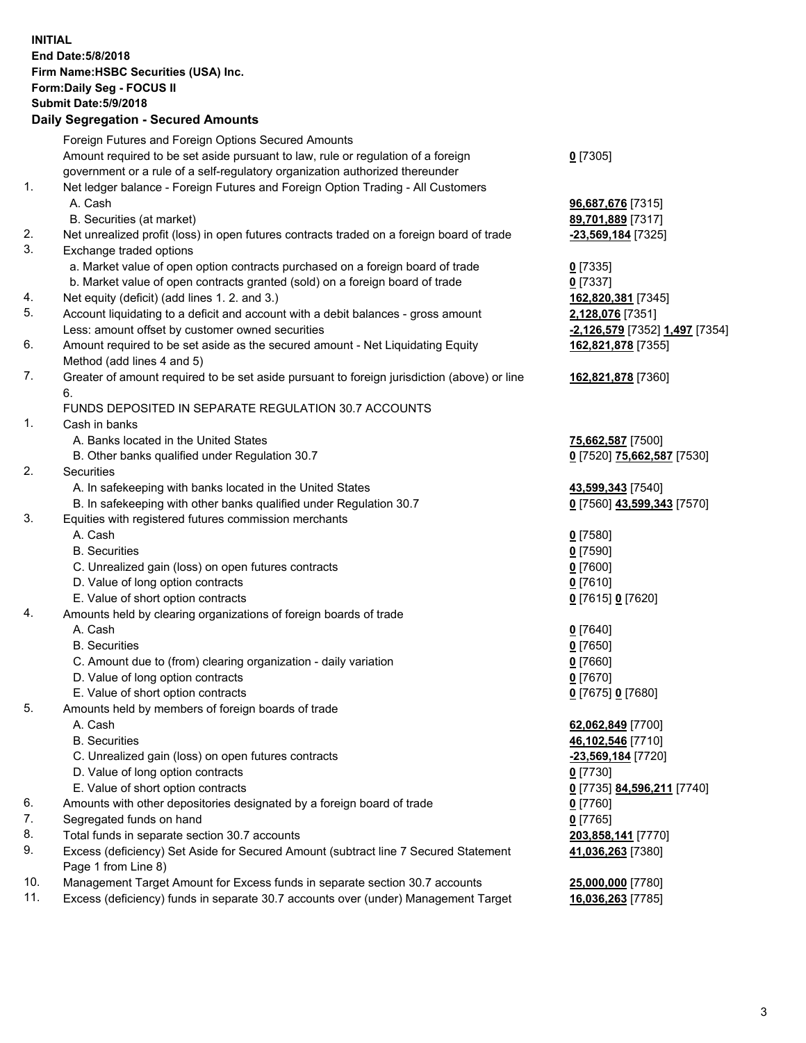**INITIAL**
**End Date:5/8/2018**
**Firm Name:HSBC Securities (USA) Inc.**
**Form:Daily Seg - FOCUS II**
**Submit Date:5/9/2018**

## Daily Segregation - Secured Amounts

| | | |
|---|---|---|
| | Foreign Futures and Foreign Options Secured Amounts | |
| | Amount required to be set aside pursuant to law, rule or regulation of a foreign government or a rule of a self-regulatory organization authorized thereunder | **0** [7305] |
| 1. | Net ledger balance - Foreign Futures and Foreign Option Trading - All Customers | |
| | A. Cash | **96,687,676** [7315] |
| | B. Securities (at market) | **89,701,889** [7317] |
| 2. | Net unrealized profit (loss) in open futures contracts traded on a foreign board of trade | **-23,569,184** [7325] |
| 3. | Exchange traded options | |
| | a. Market value of open option contracts purchased on a foreign board of trade | **0** [7335] |
| | b. Market value of open contracts granted (sold) on a foreign board of trade | **0** [7337] |
| 4. | Net equity (deficit) (add lines 1. 2. and 3.) | **162,820,381** [7345] |
| 5. | Account liquidating to a deficit and account with a debit balances - gross amount | **2,128,076** [7351] |
| | Less: amount offset by customer owned securities | **-2,126,579** [7352] **1,497** [7354] |
| 6. | Amount required to be set aside as the secured amount - Net Liquidating Equity Method (add lines 4 and 5) | **162,821,878** [7355] |
| 7. | Greater of amount required to be set aside pursuant to foreign jurisdiction (above) or line 6. | **162,821,878** [7360] |
| | FUNDS DEPOSITED IN SEPARATE REGULATION 30.7 ACCOUNTS | |
| 1. | Cash in banks | |
| | A. Banks located in the United States | **75,662,587** [7500] |
| | B. Other banks qualified under Regulation 30.7 | **0** [7520] **75,662,587** [7530] |
| 2. | Securities | |
| | A. In safekeeping with banks located in the United States | **43,599,343** [7540] |
| | B. In safekeeping with other banks qualified under Regulation 30.7 | **0** [7560] **43,599,343** [7570] |
| 3. | Equities with registered futures commission merchants | |
| | A. Cash | **0** [7580] |
| | B. Securities | **0** [7590] |
| | C. Unrealized gain (loss) on open futures contracts | **0** [7600] |
| | D. Value of long option contracts | **0** [7610] |
| | E. Value of short option contracts | **0** [7615] **0** [7620] |
| 4. | Amounts held by clearing organizations of foreign boards of trade | |
| | A. Cash | **0** [7640] |
| | B. Securities | **0** [7650] |
| | C. Amount due to (from) clearing organization - daily variation | **0** [7660] |
| | D. Value of long option contracts | **0** [7670] |
| | E. Value of short option contracts | **0** [7675] **0** [7680] |
| 5. | Amounts held by members of foreign boards of trade | |
| | A. Cash | **62,062,849** [7700] |
| | B. Securities | **46,102,546** [7710] |
| | C. Unrealized gain (loss) on open futures contracts | **-23,569,184** [7720] |
| | D. Value of long option contracts | **0** [7730] |
| | E. Value of short option contracts | **0** [7735] **84,596,211** [7740] |
| 6. | Amounts with other depositories designated by a foreign board of trade | **0** [7760] |
| 7. | Segregated funds on hand | **0** [7765] |
| 8. | Total funds in separate section 30.7 accounts | **203,858,141** [7770] |
| 9. | Excess (deficiency) Set Aside for Secured Amount (subtract line 7 Secured Statement Page 1 from Line 8) | **41,036,263** [7380] |
| 10. | Management Target Amount for Excess funds in separate section 30.7 accounts | **25,000,000** [7780] |
| 11. | Excess (deficiency) funds in separate 30.7 accounts over (under) Management Target | **16,036,263** [7785] |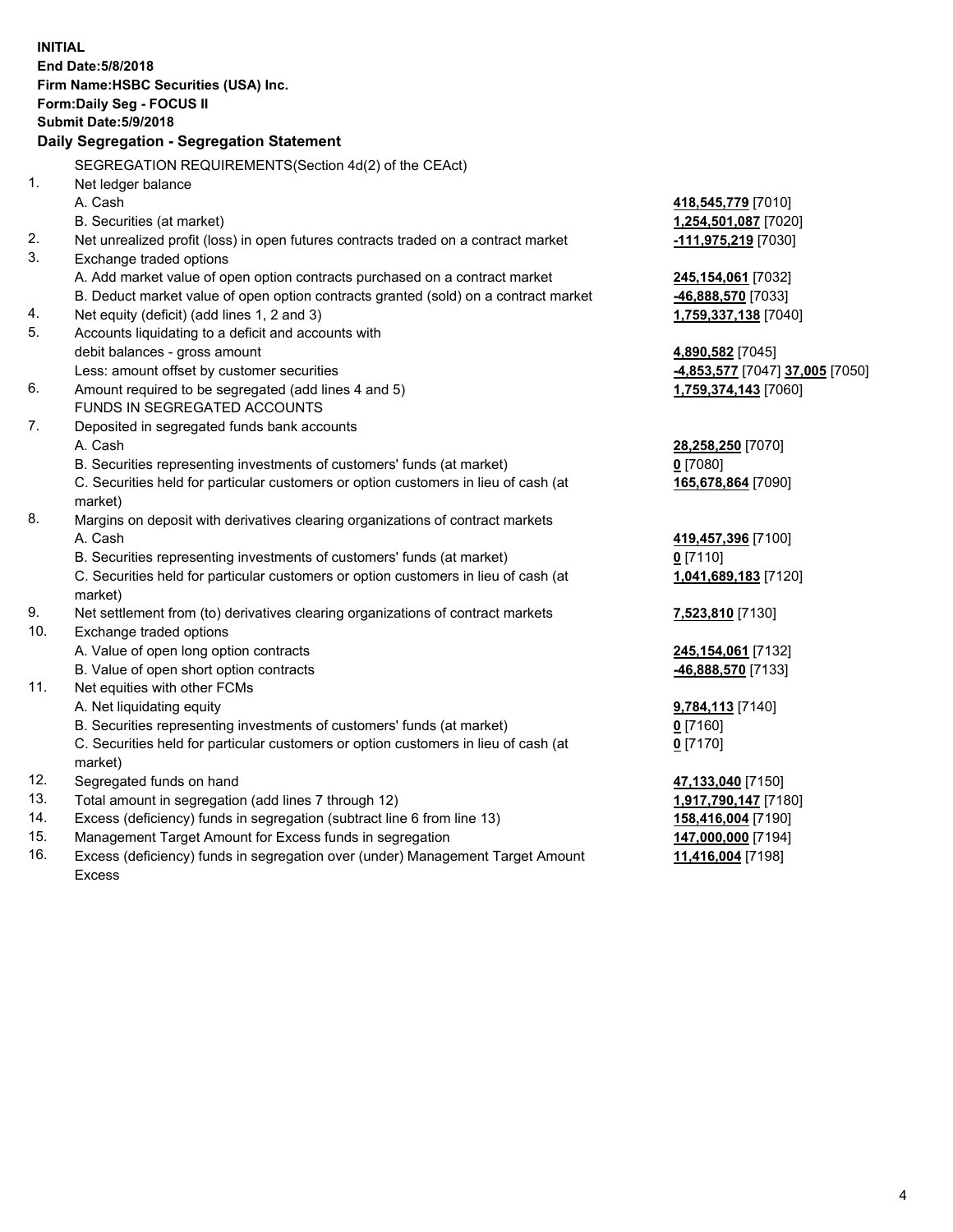**INITIAL**
**End Date:5/8/2018**
**Firm Name:HSBC Securities (USA) Inc.**
**Form:Daily Seg - FOCUS II**
**Submit Date:5/9/2018**

### Daily Segregation - Segregation Statement

SEGREGATION REQUIREMENTS(Section 4d(2) of the CEAct)

| | | |
|---|---|---|
| 1. | Net ledger balance | |
| | A. Cash | **418,545,779** [7010] |
| | B. Securities (at market) | **1,254,501,087** [7020] |
| 2. | Net unrealized profit (loss) in open futures contracts traded on a contract market | **-111,975,219** [7030] |
| 3. | Exchange traded options | |
| | A. Add market value of open option contracts purchased on a contract market | **245,154,061** [7032] |
| | B. Deduct market value of open option contracts granted (sold) on a contract market | **-46,888,570** [7033] |
| 4. | Net equity (deficit) (add lines 1, 2 and 3) | **1,759,337,138** [7040] |
| 5. | Accounts liquidating to a deficit and accounts with debit balances - gross amount | **4,890,582** [7045] |
| | Less: amount offset by customer securities | **-4,853,577** [7047] **37,005** [7050] |
| 6. | Amount required to be segregated (add lines 4 and 5) | **1,759,374,143** [7060] |
| | FUNDS IN SEGREGATED ACCOUNTS | |
| 7. | Deposited in segregated funds bank accounts | |
| | A. Cash | **28,258,250** [7070] |
| | B. Securities representing investments of customers' funds (at market) | **0** [7080] |
| | C. Securities held for particular customers or option customers in lieu of cash (at market) | **165,678,864** [7090] |
| 8. | Margins on deposit with derivatives clearing organizations of contract markets | |
| | A. Cash | **419,457,396** [7100] |
| | B. Securities representing investments of customers' funds (at market) | **0** [7110] |
| | C. Securities held for particular customers or option customers in lieu of cash (at market) | **1,041,689,183** [7120] |
| 9. | Net settlement from (to) derivatives clearing organizations of contract markets | **7,523,810** [7130] |
| 10. | Exchange traded options | |
| | A. Value of open long option contracts | **245,154,061** [7132] |
| | B. Value of open short option contracts | **-46,888,570** [7133] |
| 11. | Net equities with other FCMs | |
| | A. Net liquidating equity | **9,784,113** [7140] |
| | B. Securities representing investments of customers' funds (at market) | **0** [7160] |
| | C. Securities held for particular customers or option customers in lieu of cash (at market) | **0** [7170] |
| 12. | Segregated funds on hand | **47,133,040** [7150] |
| 13. | Total amount in segregation (add lines 7 through 12) | **1,917,790,147** [7180] |
| 14. | Excess (deficiency) funds in segregation (subtract line 6 from line 13) | **158,416,004** [7190] |
| 15. | Management Target Amount for Excess funds in segregation | **147,000,000** [7194] |
| 16. | Excess (deficiency) funds in segregation over (under) Management Target Amount Excess | **11,416,004** [7198] |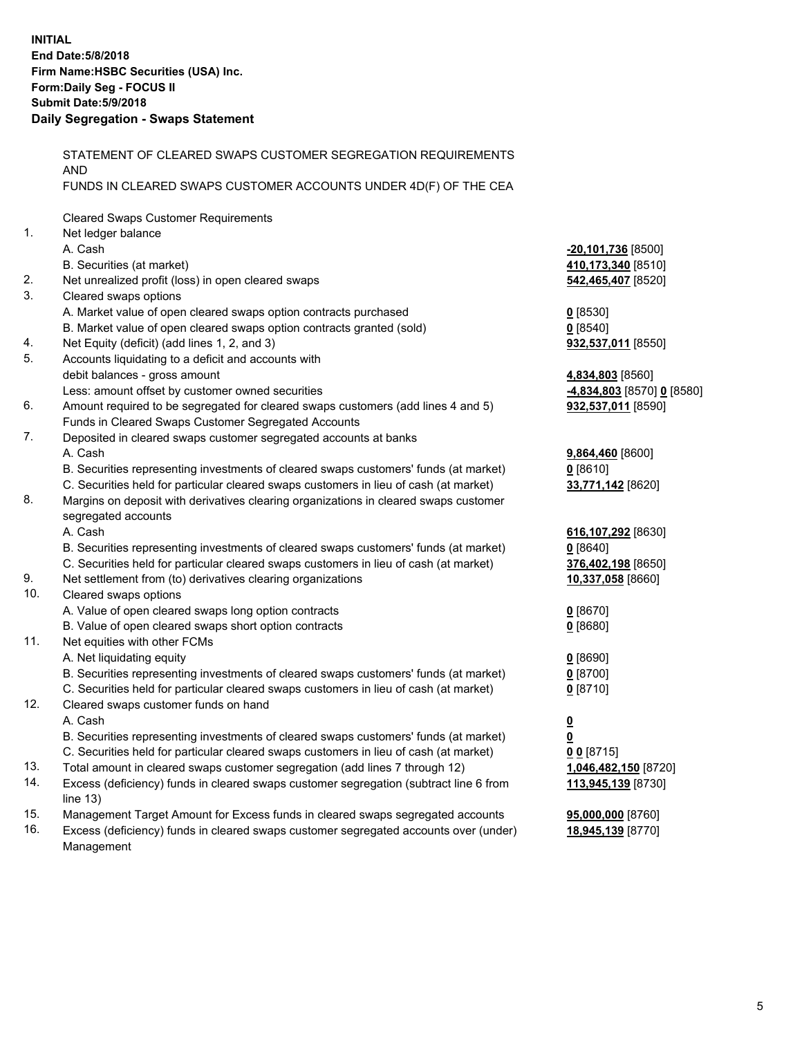**INITIAL**
**End Date:5/8/2018**
**Firm Name:HSBC Securities (USA) Inc.**
**Form:Daily Seg - FOCUS II**
**Submit Date:5/9/2018**
**Daily Segregation - Swaps Statement**

STATEMENT OF CLEARED SWAPS CUSTOMER SEGREGATION REQUIREMENTS AND FUNDS IN CLEARED SWAPS CUSTOMER ACCOUNTS UNDER 4D(F) OF THE CEA

| | | |
|---|---|---|
| | Cleared Swaps Customer Requirements | |
| 1. | Net ledger balance | |
| | A. Cash | **-20,101,736** [8500] |
| | B. Securities (at market) | **410,173,340** [8510] |
| 2. | Net unrealized profit (loss) in open cleared swaps | **542,465,407** [8520] |
| 3. | Cleared swaps options | |
| | A. Market value of open cleared swaps option contracts purchased | **0** [8530] |
| | B. Market value of open cleared swaps option contracts granted (sold) | **0** [8540] |
| 4. | Net Equity (deficit) (add lines 1, 2, and 3) | **932,537,011** [8550] |
| 5. | Accounts liquidating to a deficit and accounts with debit balances - gross amount | **4,834,803** [8560] |
| | Less: amount offset by customer owned securities | **-4,834,803** [8570] **0** [8580] |
| 6. | Amount required to be segregated for cleared swaps customers (add lines 4 and 5) | **932,537,011** [8590] |
| | Funds in Cleared Swaps Customer Segregated Accounts | |
| 7. | Deposited in cleared swaps customer segregated accounts at banks | |
| | A. Cash | **9,864,460** [8600] |
| | B. Securities representing investments of cleared swaps customers' funds (at market) | **0** [8610] |
| | C. Securities held for particular cleared swaps customers in lieu of cash (at market) | **33,771,142** [8620] |
| 8. | Margins on deposit with derivatives clearing organizations in cleared swaps customer segregated accounts | |
| | A. Cash | **616,107,292** [8630] |
| | B. Securities representing investments of cleared swaps customers' funds (at market) | **0** [8640] |
| | C. Securities held for particular cleared swaps customers in lieu of cash (at market) | **376,402,198** [8650] |
| 9. | Net settlement from (to) derivatives clearing organizations | **10,337,058** [8660] |
| 10. | Cleared swaps options | |
| | A. Value of open cleared swaps long option contracts | **0** [8670] |
| | B. Value of open cleared swaps short option contracts | **0** [8680] |
| 11. | Net equities with other FCMs | |
| | A. Net liquidating equity | **0** [8690] |
| | B. Securities representing investments of cleared swaps customers' funds (at market) | **0** [8700] |
| | C. Securities held for particular cleared swaps customers in lieu of cash (at market) | **0** [8710] |
| 12. | Cleared swaps customer funds on hand | |
| | A. Cash | **0** |
| | B. Securities representing investments of cleared swaps customers' funds (at market) | **0** |
| | C. Securities held for particular cleared swaps customers in lieu of cash (at market) | **0** **0** [8715] |
| 13. | Total amount in cleared swaps customer segregation (add lines 7 through 12) | **1,046,482,150** [8720] |
| 14. | Excess (deficiency) funds in cleared swaps customer segregation (subtract line 6 from line 13) | **113,945,139** [8730] |
| 15. | Management Target Amount for Excess funds in cleared swaps segregated accounts | **95,000,000** [8760] |
| 16. | Excess (deficiency) funds in cleared swaps customer segregated accounts over (under) Management | **18,945,139** [8770] |